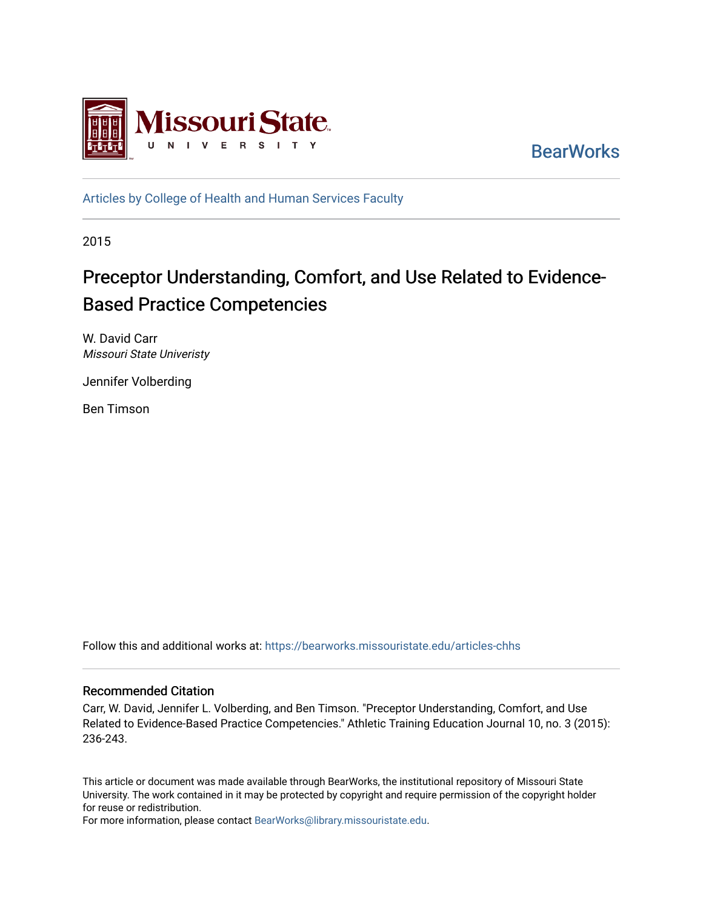Missoui State University

BearWorks

Articles by College of Health and Human Services Faculty

2015

# Preceptor Understanding, Comfort, and Use Related to Evidence-Based Practice Competencies

W. David Carr
*Missouri State Univeristy*

Jennifer Volberding

Ben Timson

Follow this and additional works at: https://bearworks.missouristate.edu/articles-chhs

## Recommended Citation

Carr, W. David, Jennifer L. Volberding, and Ben Timson. "Preceptor Understanding, Comfort, and Use Related to Evidence-Based Practice Competencies." Athletic Training Education Journal 10, no. 3 (2015): 236-243.

This article or document was made available through BearWorks, the institutional repository of Missouri State University. The work contained in it may be protected by copyright and require permission of the copyright holder for reuse or redistribution.

For more information, please contact BearWorks@library.missouristate.edu.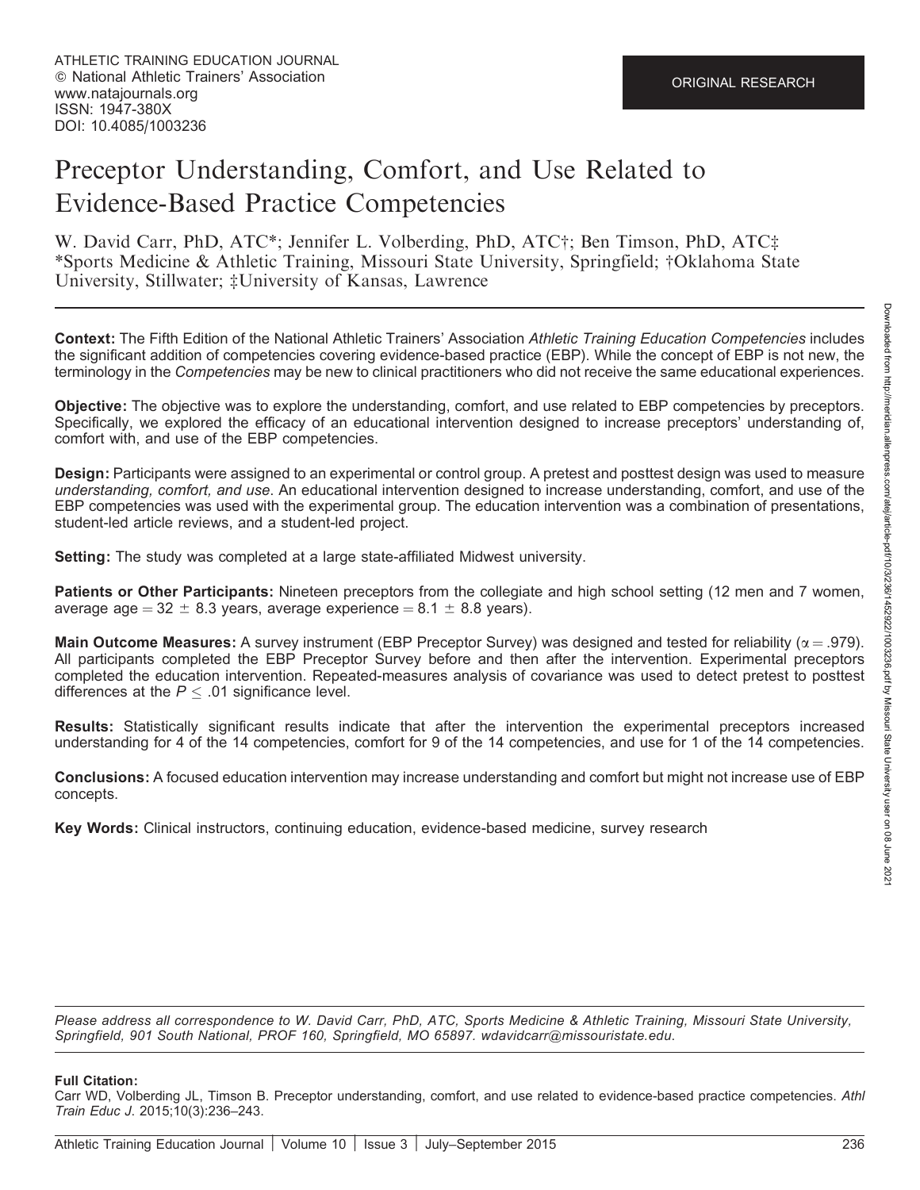# Preceptor Understanding, Comfort, and Use Related to Evidence-Based Practice Competencies

W. David Carr, PhD, ATC*; Jennifer L. Volberding, PhD, ATC†; Ben Timson, PhD, ATC‡
*Sports Medicine & Athletic Training, Missouri State University, Springfield; †Oklahoma State University, Stillwater; ‡University of Kansas, Lawrence

**Context:** The Fifth Edition of the National Athletic Trainers' Association *Athletic Training Education Competencies* includes the significant addition of competencies covering evidence-based practice (EBP). While the concept of EBP is not new, the terminology in the *Competencies* may be new to clinical practitioners who did not receive the same educational experiences.

**Objective:** The objective was to explore the understanding, comfort, and use related to EBP competencies by preceptors. Specifically, we explored the efficacy of an educational intervention designed to increase preceptors' understanding of, comfort with, and use of the EBP competencies.

**Design:** Participants were assigned to an experimental or control group. A pretest and posttest design was used to measure *understanding, comfort, and use*. An educational intervention designed to increase understanding, comfort, and use of the EBP competencies was used with the experimental group. The education intervention was a combination of presentations, student-led article reviews, and a student-led project.

**Setting:** The study was completed at a large state-affiliated Midwest university.

**Patients or Other Participants:** Nineteen preceptors from the collegiate and high school setting (12 men and 7 women, average age $= 32 \pm 8.3$ years, average experience $= 8.1 \pm 8.8$ years).

**Main Outcome Measures:** A survey instrument (EBP Preceptor Survey) was designed and tested for reliability ($\alpha = .979$). All participants completed the EBP Preceptor Survey before and then after the intervention. Experimental preceptors completed the education intervention. Repeated-measures analysis of covariance was used to detect pretest to posttest differences at the $P \leq .01$ significance level.

**Results:** Statistically significant results indicate that after the intervention the experimental preceptors increased understanding for 4 of the 14 competencies, comfort for 9 of the 14 competencies, and use for 1 of the 14 competencies.

**Conclusions:** A focused education intervention may increase understanding and comfort but might not increase use of EBP concepts.

**Key Words:** Clinical instructors, continuing education, evidence-based medicine, survey research

*Please address all correspondence to W. David Carr, PhD, ATC, Sports Medicine & Athletic Training, Missouri State University, Springfield, 901 South National, PROF 160, Springfield, MO 65897. wdavidcarr@missouristate.edu.*

**Full Citation:**
Carr WD, Volberding JL, Timson B. Preceptor understanding, comfort, and use related to evidence-based practice competencies. *Athl Train Educ J*. 2015;10(3):236–243.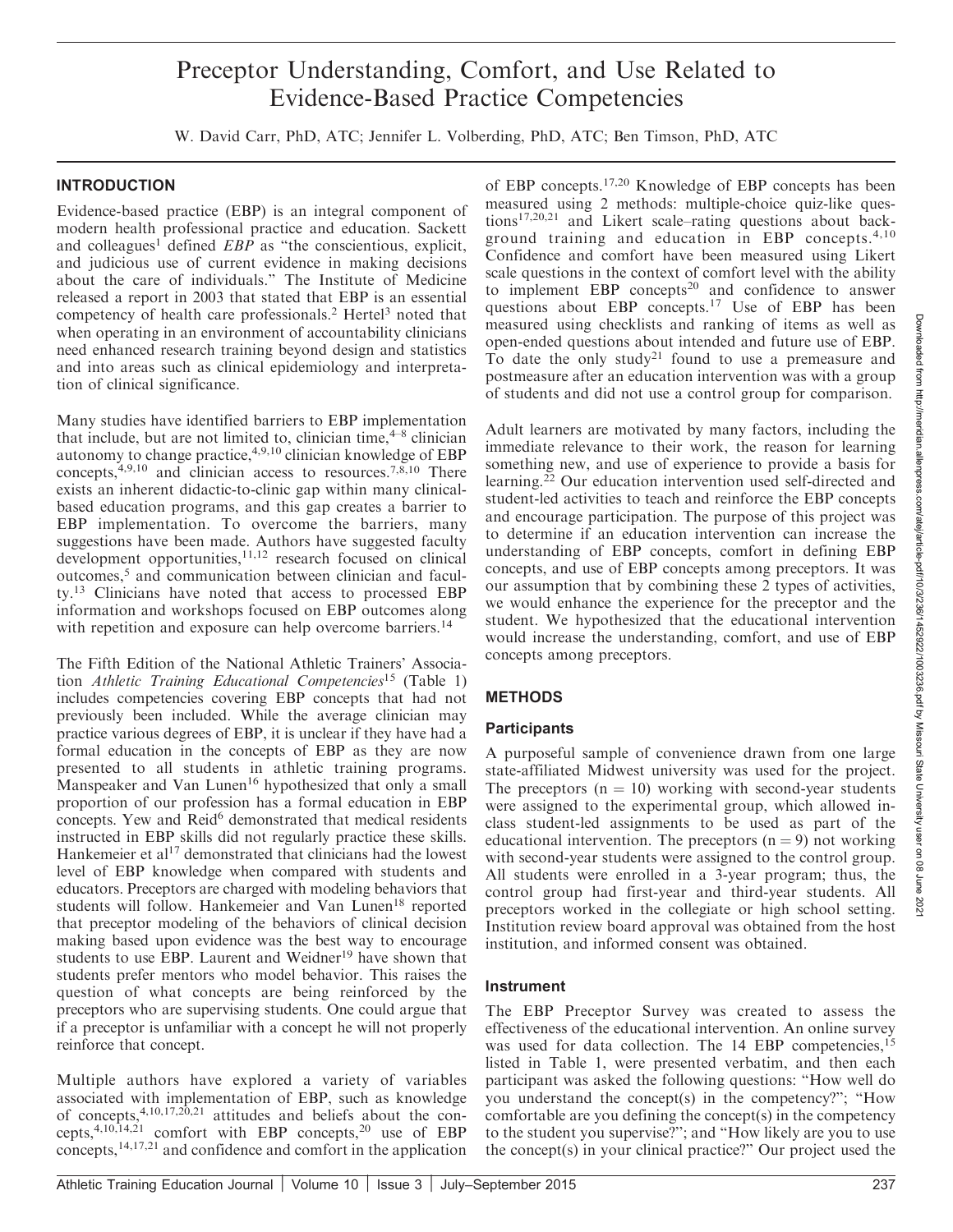# Preceptor Understanding, Comfort, and Use Related to Evidence-Based Practice Competencies

W. David Carr, PhD, ATC; Jennifer L. Volberding, PhD, ATC; Ben Timson, PhD, ATC

## INTRODUCTION

Evidence-based practice (EBP) is an integral component of modern health professional practice and education. Sackett and colleagues[1] defined *EBP* as "the conscientious, explicit, and judicious use of current evidence in making decisions about the care of individuals." The Institute of Medicine released a report in 2003 that stated that EBP is an essential competency of health care professionals.[2] Hertel[3] noted that when operating in an environment of accountability clinicians need enhanced research training beyond design and statistics and into areas such as clinical epidemiology and interpretation of clinical significance.

Many studies have identified barriers to EBP implementation that include, but are not limited to, clinician time,[4–8] clinician autonomy to change practice,[4,9,10] clinician knowledge of EBP concepts,[4,9,10] and clinician access to resources.[7,8,10] There exists an inherent didactic-to-clinic gap within many clinical-based education programs, and this gap creates a barrier to EBP implementation. To overcome the barriers, many suggestions have been made. Authors have suggested faculty development opportunities,[11,12] research focused on clinical outcomes,[5] and communication between clinician and faculty.[13] Clinicians have noted that access to processed EBP information and workshops focused on EBP outcomes along with repetition and exposure can help overcome barriers.[14]

The Fifth Edition of the National Athletic Trainers' Association *Athletic Training Educational Competencies*[15] (Table 1) includes competencies covering EBP concepts that had not previously been included. While the average clinician may practice various degrees of EBP, it is unclear if they have had a formal education in the concepts of EBP as they are now presented to all students in athletic training programs. Manspeaker and Van Lunen[16] hypothesized that only a small proportion of our profession has a formal education in EBP concepts. Yew and Reid[6] demonstrated that medical residents instructed in EBP skills did not regularly practice these skills. Hankemeier et al[17] demonstrated that clinicians had the lowest level of EBP knowledge when compared with students and educators. Preceptors are charged with modeling behaviors that students will follow. Hankemeier and Van Lunen[18] reported that preceptor modeling of the behaviors of clinical decision making based upon evidence was the best way to encourage students to use EBP. Laurent and Weidner[19] have shown that students prefer mentors who model behavior. This raises the question of what concepts are being reinforced by the preceptors who are supervising students. One could argue that if a preceptor is unfamiliar with a concept he will not properly reinforce that concept.

Multiple authors have explored a variety of variables associated with implementation of EBP, such as knowledge of concepts,[4,10,17,20,21] attitudes and beliefs about the concepts,[4,10,14,21] comfort with EBP concepts,[20] use of EBP concepts,[14,17,21] and confidence and comfort in the application of EBP concepts.[17,20] Knowledge of EBP concepts has been measured using 2 methods: multiple-choice quiz-like questions[17,20,21] and Likert scale–rating questions about background training and education in EBP concepts.[4,10] Confidence and comfort have been measured using Likert scale questions in the context of comfort level with the ability to implement EBP concepts[20] and confidence to answer questions about EBP concepts.[17] Use of EBP has been measured using checklists and ranking of items as well as open-ended questions about intended and future use of EBP. To date the only study[21] found to use a premeasure and postmeasure after an education intervention was with a group of students and did not use a control group for comparison.

Adult learners are motivated by many factors, including the immediate relevance to their work, the reason for learning something new, and use of experience to provide a basis for learning.[22] Our education intervention used self-directed and student-led activities to teach and reinforce the EBP concepts and encourage participation. The purpose of this project was to determine if an education intervention can increase the understanding of EBP concepts, comfort in defining EBP concepts, and use of EBP concepts among preceptors. It was our assumption that by combining these 2 types of activities, we would enhance the experience for the preceptor and the student. We hypothesized that the educational intervention would increase the understanding, comfort, and use of EBP concepts among preceptors.

## METHODS

### Participants

A purposeful sample of convenience drawn from one large state-affiliated Midwest university was used for the project. The preceptors ($n = 10$) working with second-year students were assigned to the experimental group, which allowed in-class student-led assignments to be used as part of the educational intervention. The preceptors ($n = 9$) not working with second-year students were assigned to the control group. All students were enrolled in a 3-year program; thus, the control group had first-year and third-year students. All preceptors worked in the collegiate or high school setting. Institution review board approval was obtained from the host institution, and informed consent was obtained.

### Instrument

The EBP Preceptor Survey was created to assess the effectiveness of the educational intervention. An online survey was used for data collection. The 14 EBP competencies,[15] listed in Table 1, were presented verbatim, and then each participant was asked the following questions: "How well do you understand the concept(s) in the competency?"; "How comfortable are you defining the concept(s) in the competency to the student you supervise?"; and "How likely are you to use the concept(s) in your clinical practice?" Our project used the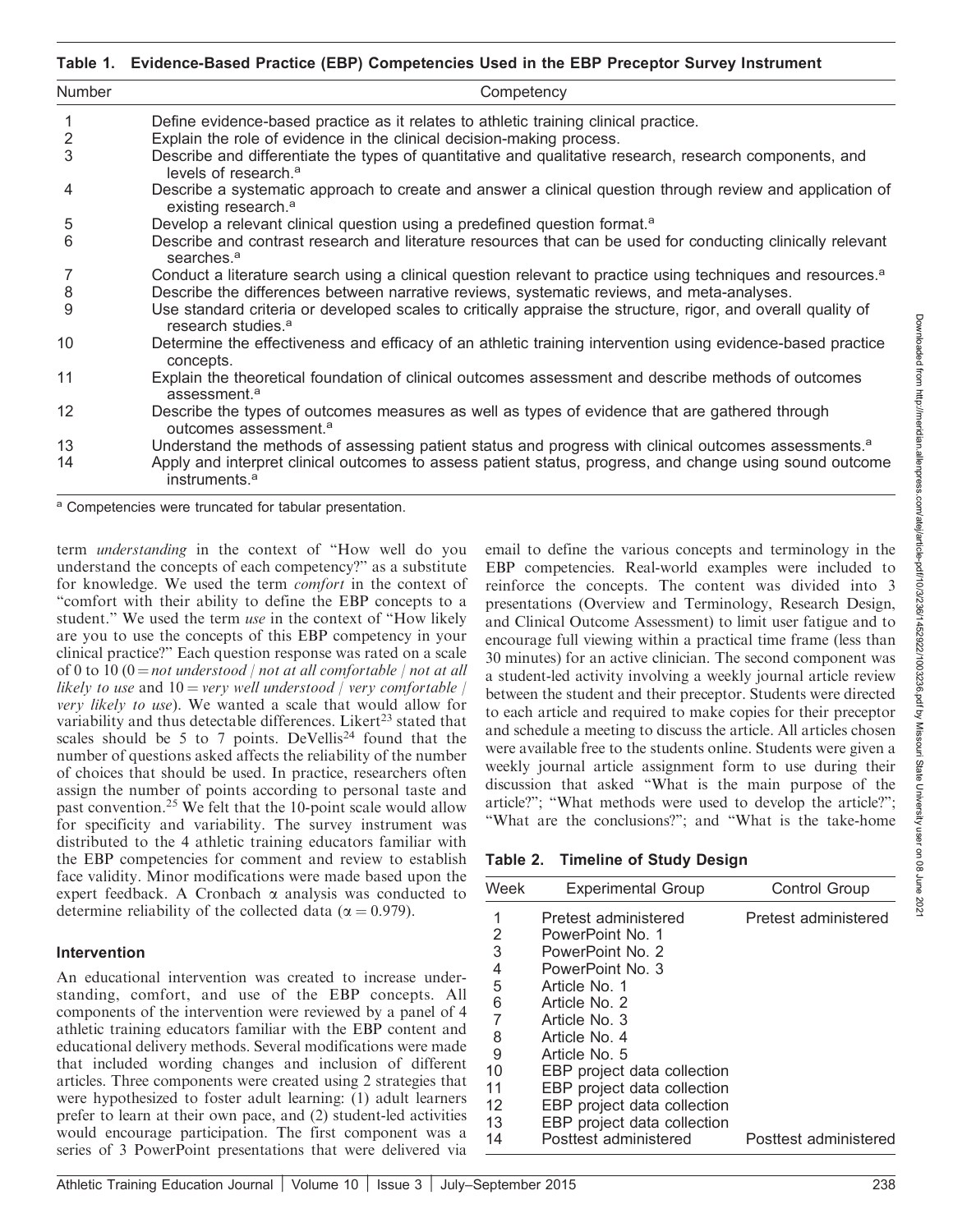**Table 1. Evidence-Based Practice (EBP) Competencies Used in the EBP Preceptor Survey Instrument**

| Number | Competency |
|---|---|
| 1 | Define evidence-based practice as it relates to athletic training clinical practice. |
| 2 | Explain the role of evidence in the clinical decision-making process. |
| 3 | Describe and differentiate the types of quantitative and qualitative research, research components, and levels of research.[a] |
| 4 | Describe a systematic approach to create and answer a clinical question through review and application of existing research.[a] |
| 5 | Develop a relevant clinical question using a predefined question format.[a] |
| 6 | Describe and contrast research and literature resources that can be used for conducting clinically relevant searches.[a] |
| 7 | Conduct a literature search using a clinical question relevant to practice using techniques and resources.[a] |
| 8 | Describe the differences between narrative reviews, systematic reviews, and meta-analyses. |
| 9 | Use standard criteria or developed scales to critically appraise the structure, rigor, and overall quality of research studies.[a] |
| 10 | Determine the effectiveness and efficacy of an athletic training intervention using evidence-based practice concepts. |
| 11 | Explain the theoretical foundation of clinical outcomes assessment and describe methods of outcomes assessment.[a] |
| 12 | Describe the types of outcomes measures as well as types of evidence that are gathered through outcomes assessment.[a] |
| 13 | Understand the methods of assessing patient status and progress with clinical outcomes assessments.[a] |
| 14 | Apply and interpret clinical outcomes to assess patient status, progress, and change using sound outcome instruments.[a] |

[a] Competencies were truncated for tabular presentation.

term *understanding* in the context of "How well do you understand the concepts of each competency?" as a substitute for knowledge. We used the term *comfort* in the context of "comfort with their ability to define the EBP concepts to a student." We used the term *use* in the context of "How likely are you to use the concepts of this EBP competency in your clinical practice?" Each question response was rated on a scale of 0 to 10 (0 = *not understood* / *not at all comfortable* / *not at all likely to use* and 10 = *very well understood* / *very comfortable* / *very likely to use*). We wanted a scale that would allow for variability and thus detectable differences. Likert[23] stated that scales should be 5 to 7 points. DeVellis[24] found that the number of questions asked affects the reliability of the number of choices that should be used. In practice, researchers often assign the number of points according to personal taste and past convention.[25] We felt that the 10-point scale would allow for specificity and variability. The survey instrument was distributed to the 4 athletic training educators familiar with the EBP competencies for comment and review to establish face validity. Minor modifications were made based upon the expert feedback. A Cronbach $\alpha$ analysis was conducted to determine reliability of the collected data ($\alpha = 0.979$).

### Intervention

An educational intervention was created to increase understanding, comfort, and use of the EBP concepts. All components of the intervention were reviewed by a panel of 4 athletic training educators familiar with the EBP content and educational delivery methods. Several modifications were made that included wording changes and inclusion of different articles. Three components were created using 2 strategies that were hypothesized to foster adult learning: (1) adult learners prefer to learn at their own pace, and (2) student-led activities would encourage participation. The first component was a series of 3 PowerPoint presentations that were delivered via email to define the various concepts and terminology in the EBP competencies. Real-world examples were included to reinforce the concepts. The content was divided into 3 presentations (Overview and Terminology, Research Design, and Clinical Outcome Assessment) to limit user fatigue and to encourage full viewing within a practical time frame (less than 30 minutes) for an active clinician. The second component was a student-led activity involving a weekly journal article review between the student and their preceptor. Students were directed to each article and required to make copies for their preceptor and schedule a meeting to discuss the article. All articles chosen were available free to the students online. Students were given a weekly journal article assignment form to use during their discussion that asked "What is the main purpose of the article?"; "What methods were used to develop the article?"; "What are the conclusions?"; and "What is the take-home

**Table 2. Timeline of Study Design**

| Week | Experimental Group | Control Group |
|---|---|---|
| 1 | Pretest administered | Pretest administered |
| 2 | PowerPoint No. 1 | |
| 3 | PowerPoint No. 2 | |
| 4 | PowerPoint No. 3 | |
| 5 | Article No. 1 | |
| 6 | Article No. 2 | |
| 7 | Article No. 3 | |
| 8 | Article No. 4 | |
| 9 | Article No. 5 | |
| 10 | EBP project data collection | |
| 11 | EBP project data collection | |
| 12 | EBP project data collection | |
| 13 | EBP project data collection | |
| 14 | Posttest administered | Posttest administered |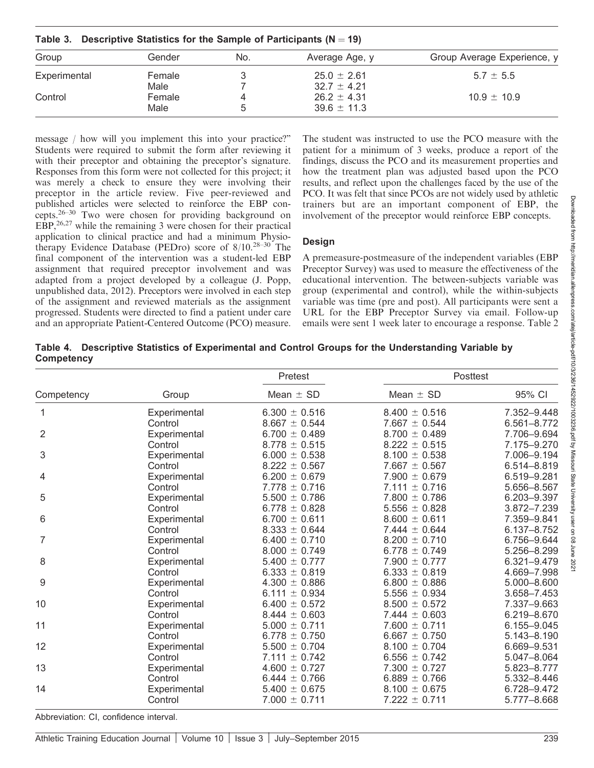**Table 3. Descriptive Statistics for the Sample of Participants (N = 19)**

| Group | Gender | No. | Average Age, y | Group Average Experience, y |
|---|---|---|---|---|
| Experimental | Female | 3 | 25.0 ± 2.61 | 5.7 ± 5.5 |
| | Male | 7 | 32.7 ± 4.21 | |
| Control | Female | 4 | 26.2 ± 4.31 | 10.9 ± 10.9 |
| | Male | 5 | 39.6 ± 11.3 | |

message / how will you implement this into your practice?" Students were required to submit the form after reviewing it with their preceptor and obtaining the preceptor's signature. Responses from this form were not collected for this project; it was merely a check to ensure they were involving their preceptor in the article review. Five peer-reviewed and published articles were selected to reinforce the EBP concepts.[26–30] Two were chosen for providing background on EBP,[26,27] while the remaining 3 were chosen for their practical application to clinical practice and had a minimum Physiotherapy Evidence Database (PEDro) score of 8/10.[28–30] The final component of the intervention was a student-led EBP assignment that required preceptor involvement and was adapted from a project developed by a colleague (J. Popp, unpublished data, 2012). Preceptors were involved in each step of the assignment and reviewed materials as the assignment progressed. Students were directed to find a patient under care and an appropriate Patient-Centered Outcome (PCO) measure. The student was instructed to use the PCO measure with the patient for a minimum of 3 weeks, produce a report of the findings, discuss the PCO and its measurement properties and how the treatment plan was adjusted based upon the PCO results, and reflect upon the challenges faced by the use of the PCO. It was felt that since PCOs are not widely used by athletic trainers but are an important component of EBP, the involvement of the preceptor would reinforce EBP concepts.

### Design

A premeasure-postmeasure of the independent variables (EBP Preceptor Survey) was used to measure the effectiveness of the educational intervention. The between-subjects variable was group (experimental and control), while the within-subjects variable was time (pre and post). All participants were sent a URL for the EBP Preceptor Survey via email. Follow-up emails were sent 1 week later to encourage a response. Table 2

**Table 4. Descriptive Statistics of Experimental and Control Groups for the Understanding Variable by Competency**

| | | Pretest | Posttest | |
|---|---|---|---|---|
| Competency | Group | Mean ± SD | Mean ± SD | 95% CI |
| 1 | Experimental | 6.300 ± 0.516 | 8.400 ± 0.516 | 7.352–9.448 |
| | Control | 8.667 ± 0.544 | 7.667 ± 0.544 | 6.561–8.772 |
| 2 | Experimental | 6.700 ± 0.489 | 8.700 ± 0.489 | 7.706–9.694 |
| | Control | 8.778 ± 0.515 | 8.222 ± 0.515 | 7.175–9.270 |
| 3 | Experimental | 6.000 ± 0.538 | 8.100 ± 0.538 | 7.006–9.194 |
| | Control | 8.222 ± 0.567 | 7.667 ± 0.567 | 6.514–8.819 |
| 4 | Experimental | 6.200 ± 0.679 | 7.900 ± 0.679 | 6.519–9.281 |
| | Control | 7.778 ± 0.716 | 7.111 ± 0.716 | 5.656–8.567 |
| 5 | Experimental | 5.500 ± 0.786 | 7.800 ± 0.786 | 6.203–9.397 |
| | Control | 6.778 ± 0.828 | 5.556 ± 0.828 | 3.872–7.239 |
| 6 | Experimental | 6.700 ± 0.611 | 8.600 ± 0.611 | 7.359–9.841 |
| | Control | 8.333 ± 0.644 | 7.444 ± 0.644 | 6.137–8.752 |
| 7 | Experimental | 6.400 ± 0.710 | 8.200 ± 0.710 | 6.756–9.644 |
| | Control | 8.000 ± 0.749 | 6.778 ± 0.749 | 5.256–8.299 |
| 8 | Experimental | 5.400 ± 0.777 | 7.900 ± 0.777 | 6.321–9.479 |
| | Control | 6.333 ± 0.819 | 6.333 ± 0.819 | 4.669–7.998 |
| 9 | Experimental | 4.300 ± 0.886 | 6.800 ± 0.886 | 5.000–8.600 |
| | Control | 6.111 ± 0.934 | 5.556 ± 0.934 | 3.658–7.453 |
| 10 | Experimental | 6.400 ± 0.572 | 8.500 ± 0.572 | 7.337–9.663 |
| | Control | 8.444 ± 0.603 | 7.444 ± 0.603 | 6.219–8.670 |
| 11 | Experimental | 5.000 ± 0.711 | 7.600 ± 0.711 | 6.155–9.045 |
| | Control | 6.778 ± 0.750 | 6.667 ± 0.750 | 5.143–8.190 |
| 12 | Experimental | 5.500 ± 0.704 | 8.100 ± 0.704 | 6.669–9.531 |
| | Control | 7.111 ± 0.742 | 6.556 ± 0.742 | 5.047–8.064 |
| 13 | Experimental | 4.600 ± 0.727 | 7.300 ± 0.727 | 5.823–8.777 |
| | Control | 6.444 ± 0.766 | 6.889 ± 0.766 | 5.332–8.446 |
| 14 | Experimental | 5.400 ± 0.675 | 8.100 ± 0.675 | 6.728–9.472 |
| | Control | 7.000 ± 0.711 | 7.222 ± 0.711 | 5.777–8.668 |

Abbreviation: CI, confidence interval.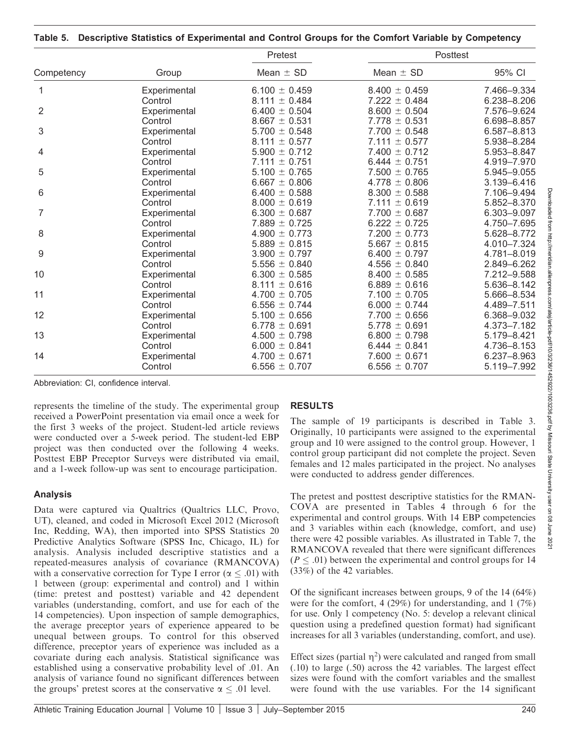**Table 5. Descriptive Statistics of Experimental and Control Groups for the Comfort Variable by Competency**

| Competency | Group | Pretest | Posttest | |
|---|---|---|---|---|
| | | Mean ± SD | Mean ± SD | 95% CI |
| 1 | Experimental | 6.100 ± 0.459 | 8.400 ± 0.459 | 7.466–9.334 |
| | Control | 8.111 ± 0.484 | 7.222 ± 0.484 | 6.238–8.206 |
| 2 | Experimental | 6.400 ± 0.504 | 8.600 ± 0.504 | 7.576–9.624 |
| | Control | 8.667 ± 0.531 | 7.778 ± 0.531 | 6.698–8.857 |
| 3 | Experimental | 5.700 ± 0.548 | 7.700 ± 0.548 | 6.587–8.813 |
| | Control | 8.111 ± 0.577 | 7.111 ± 0.577 | 5.938–8.284 |
| 4 | Experimental | 5.900 ± 0.712 | 7.400 ± 0.712 | 5.953–8.847 |
| | Control | 7.111 ± 0.751 | 6.444 ± 0.751 | 4.919–7.970 |
| 5 | Experimental | 5.100 ± 0.765 | 7.500 ± 0.765 | 5.945–9.055 |
| | Control | 6.667 ± 0.806 | 4.778 ± 0.806 | 3.139–6.416 |
| 6 | Experimental | 6.400 ± 0.588 | 8.300 ± 0.588 | 7.106–9.494 |
| | Control | 8.000 ± 0.619 | 7.111 ± 0.619 | 5.852–8.370 |
| 7 | Experimental | 6.300 ± 0.687 | 7.700 ± 0.687 | 6.303–9.097 |
| | Control | 7.889 ± 0.725 | 6.222 ± 0.725 | 4.750–7.695 |
| 8 | Experimental | 4.900 ± 0.773 | 7.200 ± 0.773 | 5.628–8.772 |
| | Control | 5.889 ± 0.815 | 5.667 ± 0.815 | 4.010–7.324 |
| 9 | Experimental | 3.900 ± 0.797 | 6.400 ± 0.797 | 4.781–8.019 |
| | Control | 5.556 ± 0.840 | 4.556 ± 0.840 | 2.849–6.262 |
| 10 | Experimental | 6.300 ± 0.585 | 8.400 ± 0.585 | 7.212–9.588 |
| | Control | 8.111 ± 0.616 | 6.889 ± 0.616 | 5.636–8.142 |
| 11 | Experimental | 4.700 ± 0.705 | 7.100 ± 0.705 | 5.666–8.534 |
| | Control | 6.556 ± 0.744 | 6.000 ± 0.744 | 4.489–7.511 |
| 12 | Experimental | 5.100 ± 0.656 | 7.700 ± 0.656 | 6.368–9.032 |
| | Control | 6.778 ± 0.691 | 5.778 ± 0.691 | 4.373–7.182 |
| 13 | Experimental | 4.500 ± 0.798 | 6.800 ± 0.798 | 5.179–8.421 |
| | Control | 6.000 ± 0.841 | 6.444 ± 0.841 | 4.736–8.153 |
| 14 | Experimental | 4.700 ± 0.671 | 7.600 ± 0.671 | 6.237–8.963 |
| | Control | 6.556 ± 0.707 | 6.556 ± 0.707 | 5.119–7.992 |

Abbreviation: CI, confidence interval.

represents the timeline of the study. The experimental group received a PowerPoint presentation via email once a week for the first 3 weeks of the project. Student-led article reviews were conducted over a 5-week period. The student-led EBP project was then conducted over the following 4 weeks. Posttest EBP Preceptor Surveys were distributed via email, and a 1-week follow-up was sent to encourage participation.

### Analysis

Data were captured via Qualtrics (Qualtrics LLC, Provo, UT), cleaned, and coded in Microsoft Excel 2012 (Microsoft Inc, Redding, WA), then imported into SPSS Statistics 20 Predictive Analytics Software (SPSS Inc, Chicago, IL) for analysis. Analysis included descriptive statistics and a repeated-measures analysis of covariance (RMANCOVA) with a conservative correction for Type I error ($\alpha \leq .01$) with 1 between (group: experimental and control) and 1 within (time: pretest and posttest) variable and 42 dependent variables (understanding, comfort, and use for each of the 14 competencies). Upon inspection of sample demographics, the average preceptor years of experience appeared to be unequal between groups. To control for this observed difference, preceptor years of experience was included as a covariate during each analysis. Statistical significance was established using a conservative probability level of .01. An analysis of variance found no significant differences between the groups' pretest scores at the conservative $\alpha \leq .01$ level.

## RESULTS

The sample of 19 participants is described in Table 3. Originally, 10 participants were assigned to the experimental group and 10 were assigned to the control group. However, 1 control group participant did not complete the project. Seven females and 12 males participated in the project. No analyses were conducted to address gender differences.

The pretest and posttest descriptive statistics for the RMANCOVA are presented in Tables 4 through 6 for the experimental and control groups. With 14 EBP competencies and 3 variables within each (knowledge, comfort, and use) there were 42 possible variables. As illustrated in Table 7, the RMANCOVA revealed that there were significant differences ($P \leq .01$) between the experimental and control groups for 14 (33%) of the 42 variables.

Of the significant increases between groups, 9 of the 14 (64%) were for the comfort, 4 (29%) for understanding, and 1 (7%) for use. Only 1 competency (No. 5: develop a relevant clinical question using a predefined question format) had significant increases for all 3 variables (understanding, comfort, and use).

Effect sizes (partial $\eta^2$) were calculated and ranged from small (.10) to large (.50) across the 42 variables. The largest effect sizes were found with the comfort variables and the smallest were found with the use variables. For the 14 significant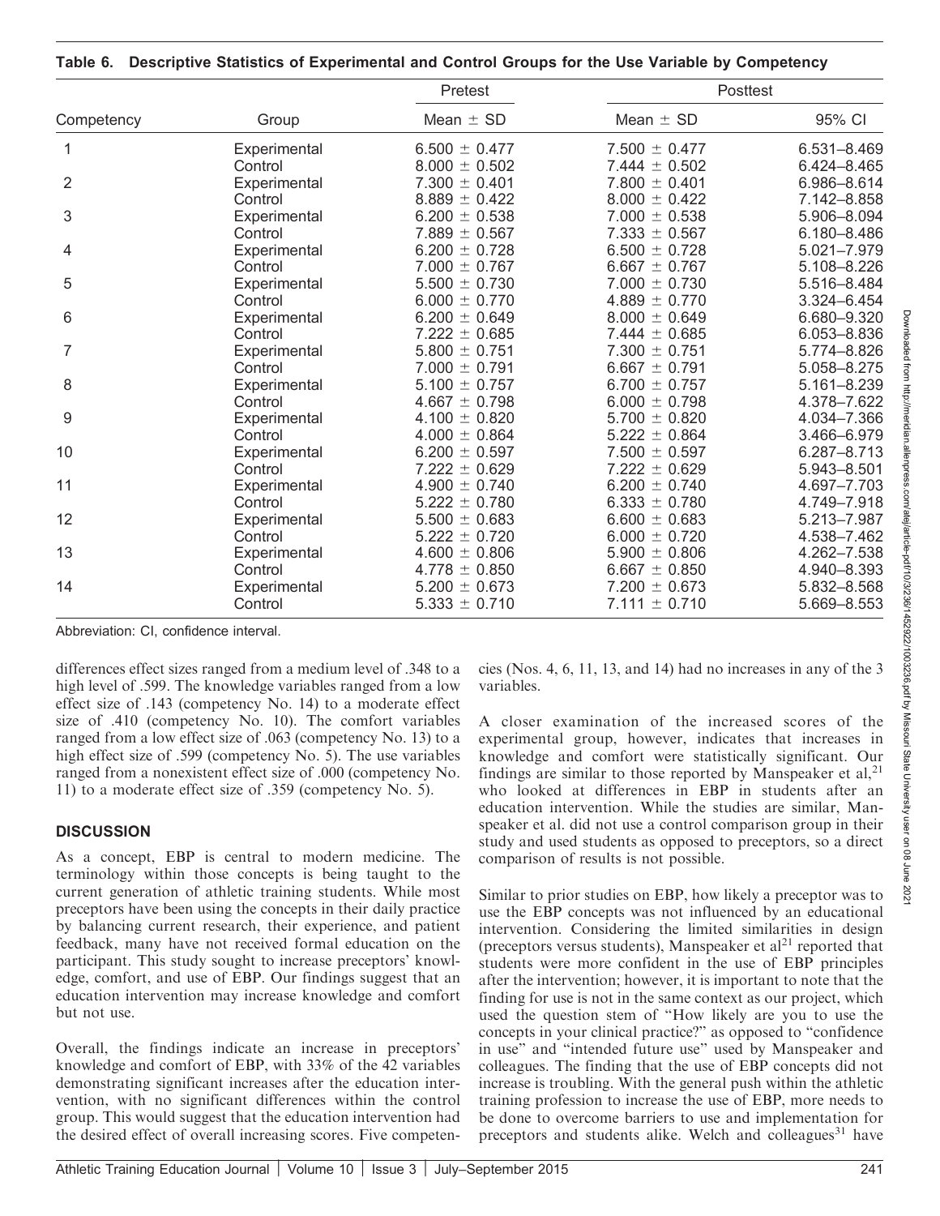**Table 6. Descriptive Statistics of Experimental and Control Groups for the Use Variable by Competency**

| Competency | Group | Pretest | Posttest | |
|---|---|---|---|---|
| | | Mean ± SD | Mean ± SD | 95% CI |
| 1 | Experimental | 6.500 ± 0.477 | 7.500 ± 0.477 | 6.531–8.469 |
| | Control | 8.000 ± 0.502 | 7.444 ± 0.502 | 6.424–8.465 |
| 2 | Experimental | 7.300 ± 0.401 | 7.800 ± 0.401 | 6.986–8.614 |
| | Control | 8.889 ± 0.422 | 8.000 ± 0.422 | 7.142–8.858 |
| 3 | Experimental | 6.200 ± 0.538 | 7.000 ± 0.538 | 5.906–8.094 |
| | Control | 7.889 ± 0.567 | 7.333 ± 0.567 | 6.180–8.486 |
| 4 | Experimental | 6.200 ± 0.728 | 6.500 ± 0.728 | 5.021–7.979 |
| | Control | 7.000 ± 0.767 | 6.667 ± 0.767 | 5.108–8.226 |
| 5 | Experimental | 5.500 ± 0.730 | 7.000 ± 0.730 | 5.516–8.484 |
| | Control | 6.000 ± 0.770 | 4.889 ± 0.770 | 3.324–6.454 |
| 6 | Experimental | 6.200 ± 0.649 | 8.000 ± 0.649 | 6.680–9.320 |
| | Control | 7.222 ± 0.685 | 7.444 ± 0.685 | 6.053–8.836 |
| 7 | Experimental | 5.800 ± 0.751 | 7.300 ± 0.751 | 5.774–8.826 |
| | Control | 7.000 ± 0.791 | 6.667 ± 0.791 | 5.058–8.275 |
| 8 | Experimental | 5.100 ± 0.757 | 6.700 ± 0.757 | 5.161–8.239 |
| | Control | 4.667 ± 0.798 | 6.000 ± 0.798 | 4.378–7.622 |
| 9 | Experimental | 4.100 ± 0.820 | 5.700 ± 0.820 | 4.034–7.366 |
| | Control | 4.000 ± 0.864 | 5.222 ± 0.864 | 3.466–6.979 |
| 10 | Experimental | 6.200 ± 0.597 | 7.500 ± 0.597 | 6.287–8.713 |
| | Control | 7.222 ± 0.629 | 7.222 ± 0.629 | 5.943–8.501 |
| 11 | Experimental | 4.900 ± 0.740 | 6.200 ± 0.740 | 4.697–7.703 |
| | Control | 5.222 ± 0.780 | 6.333 ± 0.780 | 4.749–7.918 |
| 12 | Experimental | 5.500 ± 0.683 | 6.600 ± 0.683 | 5.213–7.987 |
| | Control | 5.222 ± 0.720 | 6.000 ± 0.720 | 4.538–7.462 |
| 13 | Experimental | 4.600 ± 0.806 | 5.900 ± 0.806 | 4.262–7.538 |
| | Control | 4.778 ± 0.850 | 6.667 ± 0.850 | 4.940–8.393 |
| 14 | Experimental | 5.200 ± 0.673 | 7.200 ± 0.673 | 5.832–8.568 |
| | Control | 5.333 ± 0.710 | 7.111 ± 0.710 | 5.669–8.553 |

Abbreviation: CI, confidence interval.

differences effect sizes ranged from a medium level of .348 to a high level of .599. The knowledge variables ranged from a low effect size of .143 (competency No. 14) to a moderate effect size of .410 (competency No. 10). The comfort variables ranged from a low effect size of .063 (competency No. 13) to a high effect size of .599 (competency No. 5). The use variables ranged from a nonexistent effect size of .000 (competency No. 11) to a moderate effect size of .359 (competency No. 5).

## DISCUSSION

As a concept, EBP is central to modern medicine. The terminology within those concepts is being taught to the current generation of athletic training students. While most preceptors have been using the concepts in their daily practice by balancing current research, their experience, and patient feedback, many have not received formal education on the participant. This study sought to increase preceptors' knowledge, comfort, and use of EBP. Our findings suggest that an education intervention may increase knowledge and comfort but not use.

Overall, the findings indicate an increase in preceptors' knowledge and comfort of EBP, with 33% of the 42 variables demonstrating significant increases after the education intervention, with no significant differences within the control group. This would suggest that the education intervention had the desired effect of overall increasing scores. Five competencies (Nos. 4, 6, 11, 13, and 14) had no increases in any of the 3 variables.

A closer examination of the increased scores of the experimental group, however, indicates that increases in knowledge and comfort were statistically significant. Our findings are similar to those reported by Manspeaker et al,[21] who looked at differences in EBP in students after an education intervention. While the studies are similar, Manspeaker et al. did not use a control comparison group in their study and used students as opposed to preceptors, so a direct comparison of results is not possible.

Similar to prior studies on EBP, how likely a preceptor was to use the EBP concepts was not influenced by an educational intervention. Considering the limited similarities in design (preceptors versus students), Manspeaker et al[21] reported that students were more confident in the use of EBP principles after the intervention; however, it is important to note that the finding for use is not in the same context as our project, which used the question stem of "How likely are you to use the concepts in your clinical practice?" as opposed to "confidence in use" and "intended future use" used by Manspeaker and colleagues. The finding that the use of EBP concepts did not increase is troubling. With the general push within the athletic training profession to increase the use of EBP, more needs to be done to overcome barriers to use and implementation for preceptors and students alike. Welch and colleagues[31] have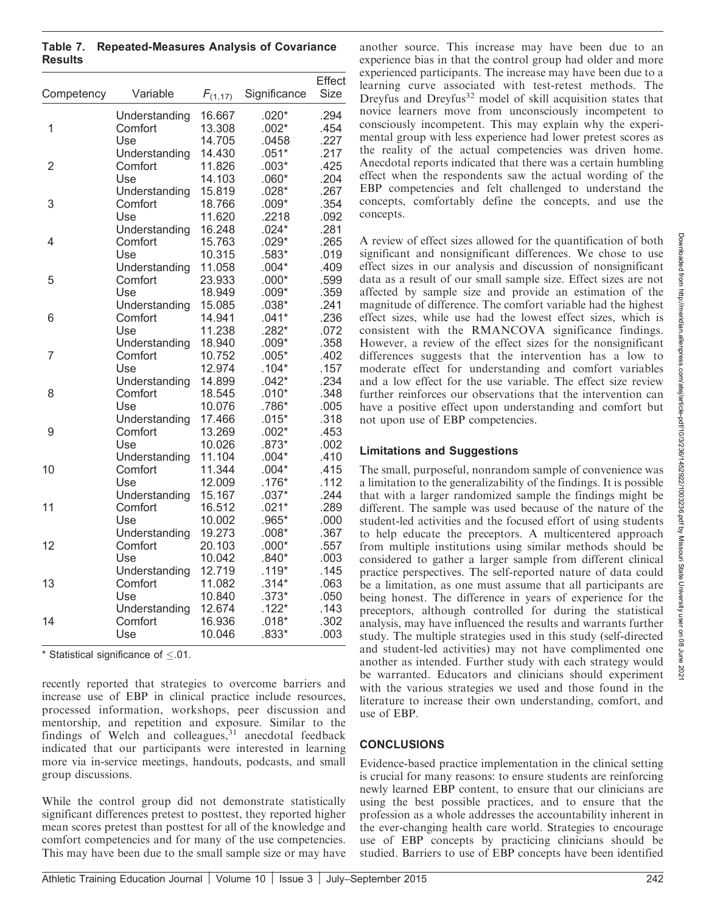**Table 7. Repeated-Measures Analysis of Covariance Results**

| Competency | Variable | $F_{(1,17)}$ | Significance | Effect Size |
|---|---|---|---|---|
| 1 | Understanding | 16.667 | .020* | .294 |
| | Comfort | 13.308 | .002* | .454 |
| | Use | 14.705 | .0458 | .227 |
| 2 | Understanding | 14.430 | .051* | .217 |
| | Comfort | 11.826 | .003* | .425 |
| | Use | 14.103 | .060* | .204 |
| 3 | Understanding | 15.819 | .028* | .267 |
| | Comfort | 18.766 | .009* | .354 |
| | Use | 11.620 | .2218 | .092 |
| 4 | Understanding | 16.248 | .024* | .281 |
| | Comfort | 15.763 | .029* | .265 |
| | Use | 10.315 | .583* | .019 |
| 5 | Understanding | 11.058 | .004* | .409 |
| | Comfort | 23.933 | .000* | .599 |
| | Use | 18.949 | .009* | .359 |
| 6 | Understanding | 15.085 | .038* | .241 |
| | Comfort | 14.941 | .041* | .236 |
| | Use | 11.238 | .282* | .072 |
| 7 | Understanding | 18.940 | .009* | .358 |
| | Comfort | 10.752 | .005* | .402 |
| | Use | 12.974 | .104* | .157 |
| 8 | Understanding | 14.899 | .042* | .234 |
| | Comfort | 18.545 | .010* | .348 |
| | Use | 10.076 | .786* | .005 |
| 9 | Understanding | 17.466 | .015* | .318 |
| | Comfort | 13.269 | .002* | .453 |
| | Use | 10.026 | .873* | .002 |
| 10 | Understanding | 11.104 | .004* | .410 |
| | Comfort | 11.344 | .004* | .415 |
| | Use | 12.009 | .176* | .112 |
| 11 | Understanding | 15.167 | .037* | .244 |
| | Comfort | 16.512 | .021* | .289 |
| | Use | 10.002 | .965* | .000 |
| 12 | Understanding | 19.273 | .008* | .367 |
| | Comfort | 20.103 | .000* | .557 |
| | Use | 10.042 | .840* | .003 |
| 13 | Understanding | 12.719 | .119* | .145 |
| | Comfort | 11.082 | .314* | .063 |
| | Use | 10.840 | .373* | .050 |
| 14 | Understanding | 12.674 | .122* | .143 |
| | Comfort | 16.936 | .018* | .302 |
| | Use | 10.046 | .833* | .003 |

\* Statistical significance of ≤.01.

recently reported that strategies to overcome barriers and increase use of EBP in clinical practice include resources, processed information, workshops, peer discussion and mentorship, and repetition and exposure. Similar to the findings of Welch and colleagues,[31] anecdotal feedback indicated that our participants were interested in learning more via in-service meetings, handouts, podcasts, and small group discussions.

While the control group did not demonstrate statistically significant differences pretest to posttest, they reported higher mean scores pretest than posttest for all of the knowledge and comfort competencies and for many of the use competencies. This may have been due to the small sample size or may have another source. This increase may have been due to an experience bias in that the control group had older and more experienced participants. The increase may have been due to a learning curve associated with test-retest methods. The Dreyfus and Dreyfus[32] model of skill acquisition states that novice learners move from unconsciously incompetent to consciously incompetent. This may explain why the experimental group with less experience had lower pretest scores as the reality of the actual competencies was driven home. Anecdotal reports indicated that there was a certain humbling effect when the respondents saw the actual wording of the EBP competencies and felt challenged to understand the concepts, comfortably define the concepts, and use the concepts.

A review of effect sizes allowed for the quantification of both significant and nonsignificant differences. We chose to use effect sizes in our analysis and discussion of nonsignificant data as a result of our small sample size. Effect sizes are not affected by sample size and provide an estimation of the magnitude of difference. The comfort variable had the highest effect sizes, while use had the lowest effect sizes, which is consistent with the RMANCOVA significance findings. However, a review of the effect sizes for the nonsignificant differences suggests that the intervention has a low to moderate effect for understanding and comfort variables and a low effect for the use variable. The effect size review further reinforces our observations that the intervention can have a positive effect upon understanding and comfort but not upon use of EBP competencies.

### Limitations and Suggestions

The small, purposeful, nonrandom sample of convenience was a limitation to the generalizability of the findings. It is possible that with a larger randomized sample the findings might be different. The sample was used because of the nature of the student-led activities and the focused effort of using students to help educate the preceptors. A multicentered approach from multiple institutions using similar methods should be considered to gather a larger sample from different clinical practice perspectives. The self-reported nature of data could be a limitation, as one must assume that all participants are being honest. The difference in years of experience for the preceptors, although controlled for during the statistical analysis, may have influenced the results and warrants further study. The multiple strategies used in this study (self-directed and student-led activities) may not have complimented one another as intended. Further study with each strategy would be warranted. Educators and clinicians should experiment with the various strategies we used and those found in the literature to increase their own understanding, comfort, and use of EBP.

## CONCLUSIONS

Evidence-based practice implementation in the clinical setting is crucial for many reasons: to ensure students are reinforcing newly learned EBP content, to ensure that our clinicians are using the best possible practices, and to ensure that the profession as a whole addresses the accountability inherent in the ever-changing health care world. Strategies to encourage use of EBP concepts by practicing clinicians should be studied. Barriers to use of EBP concepts have been identified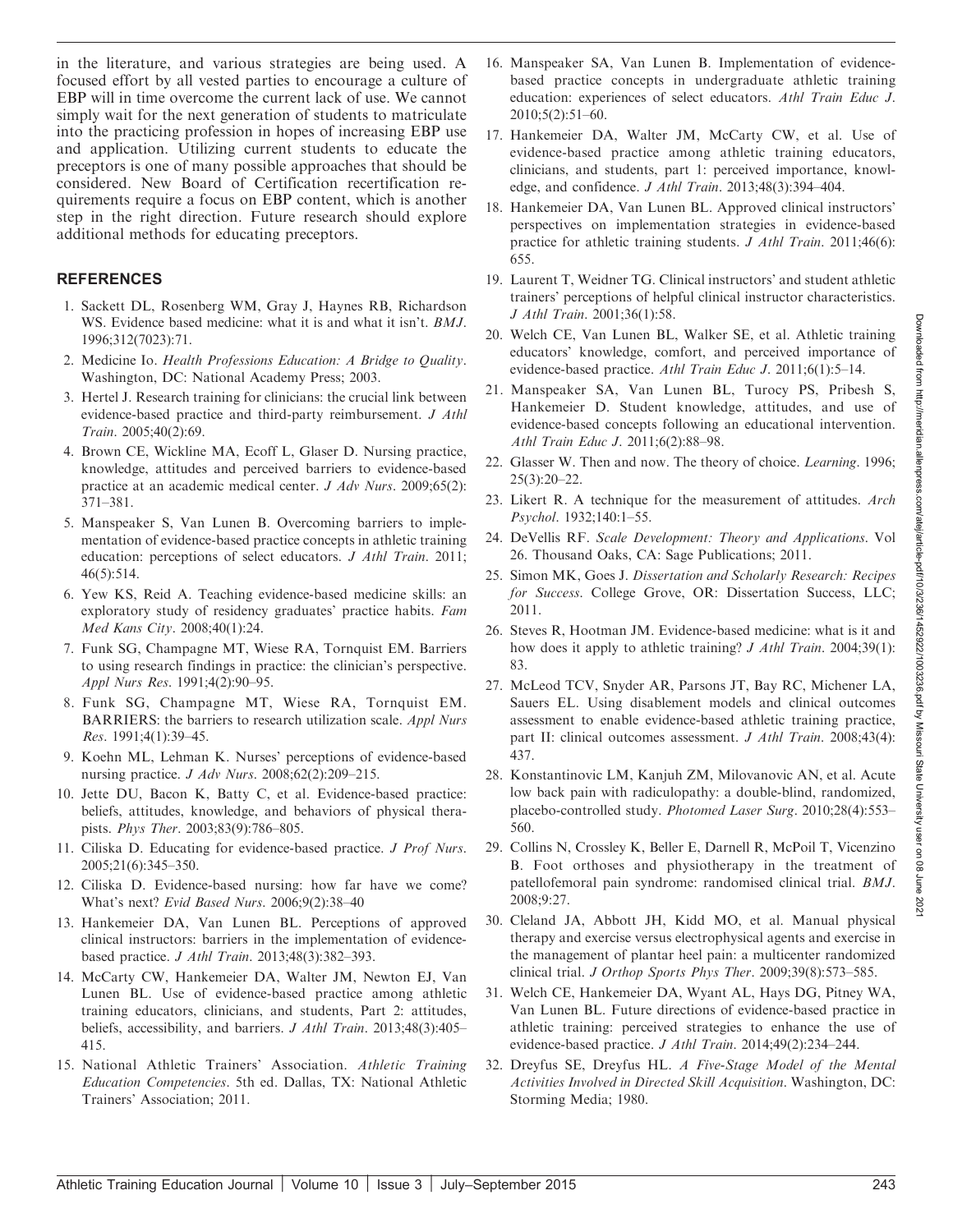in the literature, and various strategies are being used. A focused effort by all vested parties to encourage a culture of EBP will in time overcome the current lack of use. We cannot simply wait for the next generation of students to matriculate into the practicing profession in hopes of increasing EBP use and application. Utilizing current students to educate the preceptors is one of many possible approaches that should be considered. New Board of Certification recertification requirements require a focus on EBP content, which is another step in the right direction. Future research should explore additional methods for educating preceptors.

## REFERENCES

1. Sackett DL, Rosenberg WM, Gray J, Haynes RB, Richardson WS. Evidence based medicine: what it is and what it isn't. *BMJ*. 1996;312(7023):71.
2. Medicine Io. *Health Professions Education: A Bridge to Quality*. Washington, DC: National Academy Press; 2003.
3. Hertel J. Research training for clinicians: the crucial link between evidence-based practice and third-party reimbursement. *J Athl Train*. 2005;40(2):69.
4. Brown CE, Wickline MA, Ecoff L, Glaser D. Nursing practice, knowledge, attitudes and perceived barriers to evidence-based practice at an academic medical center. *J Adv Nurs*. 2009;65(2): 371–381.
5. Manspeaker S, Van Lunen B. Overcoming barriers to implementation of evidence-based practice concepts in athletic training education: perceptions of select educators. *J Athl Train*. 2011; 46(5):514.
6. Yew KS, Reid A. Teaching evidence-based medicine skills: an exploratory study of residency graduates' practice habits. *Fam Med Kans City*. 2008;40(1):24.
7. Funk SG, Champagne MT, Wiese RA, Tornquist EM. Barriers to using research findings in practice: the clinician's perspective. *Appl Nurs Res*. 1991;4(2):90–95.
8. Funk SG, Champagne MT, Wiese RA, Tornquist EM. BARRIERS: the barriers to research utilization scale. *Appl Nurs Res*. 1991;4(1):39–45.
9. Koehn ML, Lehman K. Nurses' perceptions of evidence-based nursing practice. *J Adv Nurs*. 2008;62(2):209–215.
10. Jette DU, Bacon K, Batty C, et al. Evidence-based practice: beliefs, attitudes, knowledge, and behaviors of physical therapists. *Phys Ther*. 2003;83(9):786–805.
11. Ciliska D. Educating for evidence-based practice. *J Prof Nurs*. 2005;21(6):345–350.
12. Ciliska D. Evidence-based nursing: how far have we come? What's next? *Evid Based Nurs*. 2006;9(2):38–40
13. Hankemeier DA, Van Lunen BL. Perceptions of approved clinical instructors: barriers in the implementation of evidence-based practice. *J Athl Train*. 2013;48(3):382–393.
14. McCarty CW, Hankemeier DA, Walter JM, Newton EJ, Van Lunen BL. Use of evidence-based practice among athletic training educators, clinicians, and students, Part 2: attitudes, beliefs, accessibility, and barriers. *J Athl Train*. 2013;48(3):405–415.
15. National Athletic Trainers' Association. *Athletic Training Education Competencies*. 5th ed. Dallas, TX: National Athletic Trainers' Association; 2011.
16. Manspeaker SA, Van Lunen B. Implementation of evidence-based practice concepts in undergraduate athletic training education: experiences of select educators. *Athl Train Educ J*. 2010;5(2):51–60.
17. Hankemeier DA, Walter JM, McCarty CW, et al. Use of evidence-based practice among athletic training educators, clinicians, and students, part 1: perceived importance, knowledge, and confidence. *J Athl Train*. 2013;48(3):394–404.
18. Hankemeier DA, Van Lunen BL. Approved clinical instructors' perspectives on implementation strategies in evidence-based practice for athletic training students. *J Athl Train*. 2011;46(6): 655.
19. Laurent T, Weidner TG. Clinical instructors' and student athletic trainers' perceptions of helpful clinical instructor characteristics. *J Athl Train*. 2001;36(1):58.
20. Welch CE, Van Lunen BL, Walker SE, et al. Athletic training educators' knowledge, comfort, and perceived importance of evidence-based practice. *Athl Train Educ J*. 2011;6(1):5–14.
21. Manspeaker SA, Van Lunen BL, Turocy PS, Pribesh S, Hankemeier D. Student knowledge, attitudes, and use of evidence-based concepts following an educational intervention. *Athl Train Educ J*. 2011;6(2):88–98.
22. Glasser W. Then and now. The theory of choice. *Learning*. 1996; 25(3):20–22.
23. Likert R. A technique for the measurement of attitudes. *Arch Psychol*. 1932;140:1–55.
24. DeVellis RF. *Scale Development: Theory and Applications*. Vol 26. Thousand Oaks, CA: Sage Publications; 2011.
25. Simon MK, Goes J. *Dissertation and Scholarly Research: Recipes for Success*. College Grove, OR: Dissertation Success, LLC; 2011.
26. Steves R, Hootman JM. Evidence-based medicine: what is it and how does it apply to athletic training? *J Athl Train*. 2004;39(1): 83.
27. McLeod TCV, Snyder AR, Parsons JT, Bay RC, Michener LA, Sauers EL. Using disablement models and clinical outcomes assessment to enable evidence-based athletic training practice, part II: clinical outcomes assessment. *J Athl Train*. 2008;43(4): 437.
28. Konstantinovic LM, Kanjuh ZM, Milovanovic AN, et al. Acute low back pain with radiculopathy: a double-blind, randomized, placebo-controlled study. *Photomed Laser Surg*. 2010;28(4):553–560.
29. Collins N, Crossley K, Beller E, Darnell R, McPoil T, Vicenzino B. Foot orthoses and physiotherapy in the treatment of patellofemoral pain syndrome: randomised clinical trial. *BMJ*. 2008;9:27.
30. Cleland JA, Abbott JH, Kidd MO, et al. Manual physical therapy and exercise versus electrophysical agents and exercise in the management of plantar heel pain: a multicenter randomized clinical trial. *J Orthop Sports Phys Ther*. 2009;39(8):573–585.
31. Welch CE, Hankemeier DA, Wyant AL, Hays DG, Pitney WA, Van Lunen BL. Future directions of evidence-based practice in athletic training: perceived strategies to enhance the use of evidence-based practice. *J Athl Train*. 2014;49(2):234–244.
32. Dreyfus SE, Dreyfus HL. *A Five-Stage Model of the Mental Activities Involved in Directed Skill Acquisition*. Washington, DC: Storming Media; 1980.